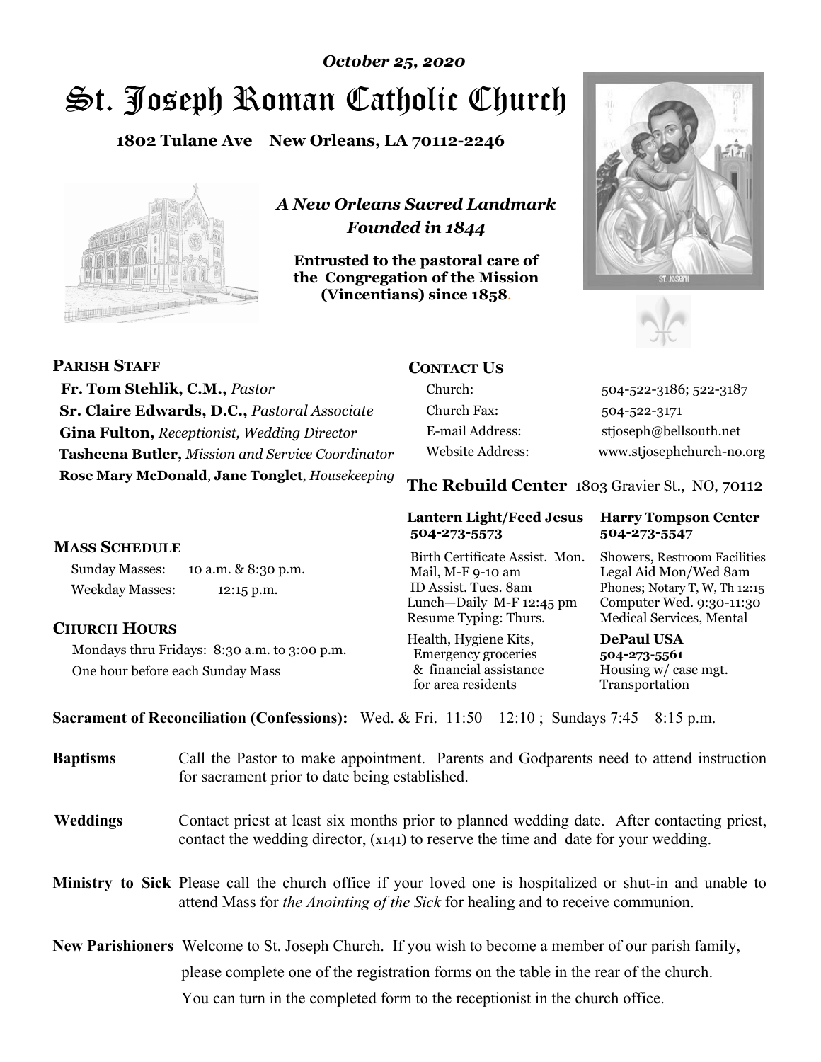*October 25, 2020*

# St. Joseph Roman Catholic Church

**1802 Tulane Ave New Orleans, LA 70112-2246**

*A New Orleans Sacred Landmark*
*Founded in 1844*

**Entrusted to the pastoral care of the Congregation of the Mission (Vincentians) since 1858.**

**PARISH STAFF**

**Fr. Tom Stehlik, C.M.,** *Pastor*
**Sr. Claire Edwards, D.C.,** *Pastoral Associate*
**Gina Fulton,** *Receptionist, Wedding Director*
**Tasheena Butler,** *Mission and Service Coordinator*
**Rose Mary McDonald**, **Jane Tonglet**, *Housekeeping*

**CONTACT US**

| | |
|---|---|
| Church: | 504-522-3186; 522-3187 |
| Church Fax: | 504-522-3171 |
| E-mail Address: | stjoseph@bellsouth.net |
| Website Address: | www.stjosephchurch-no.org |

**MASS SCHEDULE**

Sunday Masses: 10 a.m. & 8:30 p.m.
Weekday Masses: 12:15 p.m.

**CHURCH HOURS**

Mondays thru Fridays: 8:30 a.m. to 3:00 p.m.
One hour before each Sunday Mass

**The Rebuild Center** 1803 Gravier St., NO, 70112

| **Lantern Light/Feed Jesus 504-273-5573** | **Harry Tompson Center 504-273-5547** |
|---|---|
| Birth Certificate Assist. Mon. Mail, M-F 9-10 am ID Assist. Tues. 8am Lunch—Daily M-F 12:45 pm Resume Typing: Thurs. | Showers, Restroom Facilities Legal Aid Mon/Wed 8am Phones; Notary T, W, Th 12:15 Computer Wed. 9:30-11:30 Medical Services, Mental |
| Health, Hygiene Kits, Emergency groceries & financial assistance for area residents | **DePaul USA 504-273-5561** Housing w/ case mgt. Transportation |

**Sacrament of Reconciliation (Confessions):** Wed. & Fri. 11:50—12:10 ; Sundays 7:45—8:15 p.m.

**Baptisms** Call the Pastor to make appointment. Parents and Godparents need to attend instruction for sacrament prior to date being established.

**Weddings** Contact priest at least six months prior to planned wedding date. After contacting priest, contact the wedding director, (x141) to reserve the time and date for your wedding.

**Ministry to Sick** Please call the church office if your loved one is hospitalized or shut-in and unable to attend Mass for *the Anointing of the Sick* for healing and to receive communion.

**New Parishioners** Welcome to St. Joseph Church. If you wish to become a member of our parish family, please complete one of the registration forms on the table in the rear of the church. You can turn in the completed form to the receptionist in the church office.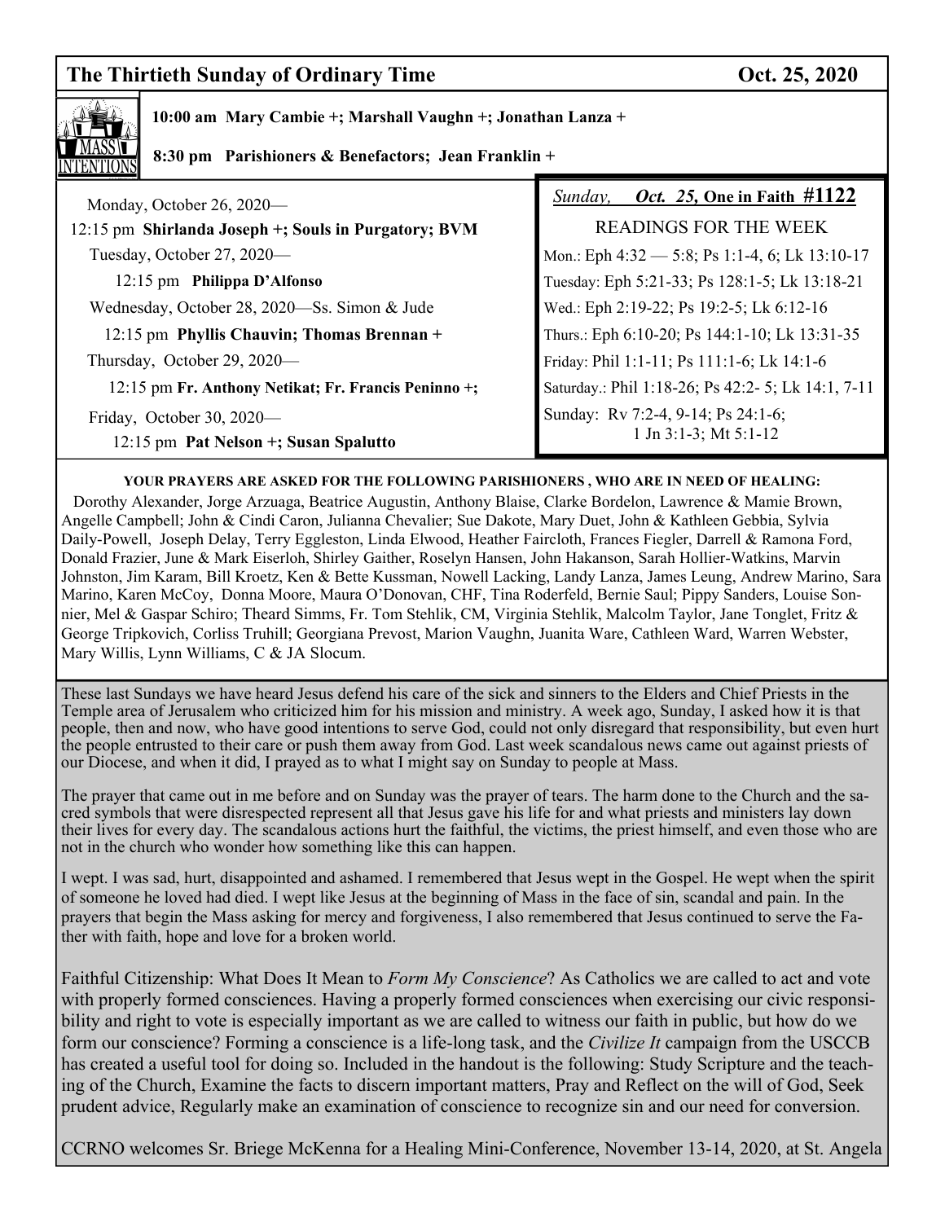## The Thirtieth Sunday of Ordinary Time — Oct. 25, 2020

**MASS INTENTIONS**

**10:00 am Mary Cambie +; Marshall Vaughn +; Jonathan Lanza +**

**8:30 pm Parishioners & Benefactors; Jean Franklin +**

Monday, October 26, 2020—
12:15 pm **Shirlanda Joseph +; Souls in Purgatory; BVM**

Tuesday, October 27, 2020—
12:15 pm **Philippa D'Alfonso**

Wednesday, October 28, 2020—Ss. Simon & Jude
12:15 pm **Phyllis Chauvin; Thomas Brennan +**

Thursday, October 29, 2020—
12:15 pm **Fr. Anthony Netikat; Fr. Francis Peninno +;**

Friday, October 30, 2020—
12:15 pm **Pat Nelson +; Susan Spalutto**

*Sunday,* ***Oct. 25,*** **One in Faith #1122**

READINGS FOR THE WEEK

Mon.: Eph 4:32 — 5:8; Ps 1:1-4, 6; Lk 13:10-17
Tuesday: Eph 5:21-33; Ps 128:1-5; Lk 13:18-21
Wed.: Eph 2:19-22; Ps 19:2-5; Lk 6:12-16
Thurs.: Eph 6:10-20; Ps 144:1-10; Lk 13:31-35
Friday: Phil 1:1-11; Ps 111:1-6; Lk 14:1-6
Saturday.: Phil 1:18-26; Ps 42:2- 5; Lk 14:1, 7-11
Sunday: Rv 7:2-4, 9-14; Ps 24:1-6; 1 Jn 3:1-3; Mt 5:1-12

**YOUR PRAYERS ARE ASKED FOR THE FOLLOWING PARISHIONERS , WHO ARE IN NEED OF HEALING:**

Dorothy Alexander, Jorge Arzuaga, Beatrice Augustin, Anthony Blaise, Clarke Bordelon, Lawrence & Mamie Brown, Angelle Campbell; John & Cindi Caron, Julianna Chevalier; Sue Dakote, Mary Duet, John & Kathleen Gebbia, Sylvia Daily-Powell, Joseph Delay, Terry Eggleston, Linda Elwood, Heather Faircloth, Frances Fiegler, Darrell & Ramona Ford, Donald Frazier, June & Mark Eiserloh, Shirley Gaither, Roselyn Hansen, John Hakanson, Sarah Hollier-Watkins, Marvin Johnston, Jim Karam, Bill Kroetz, Ken & Bette Kussman, Nowell Lacking, Landy Lanza, James Leung, Andrew Marino, Sara Marino, Karen McCoy, Donna Moore, Maura O'Donovan, CHF, Tina Roderfeld, Bernie Saul; Pippy Sanders, Louise Sonnier, Mel & Gaspar Schiro; Theard Simms, Fr. Tom Stehlik, CM, Virginia Stehlik, Malcolm Taylor, Jane Tonglet, Fritz & George Tripkovich, Corliss Truhill; Georgiana Prevost, Marion Vaughn, Juanita Ware, Cathleen Ward, Warren Webster, Mary Willis, Lynn Williams, C & JA Slocum.

These last Sundays we have heard Jesus defend his care of the sick and sinners to the Elders and Chief Priests in the Temple area of Jerusalem who criticized him for his mission and ministry. A week ago, Sunday, I asked how it is that people, then and now, who have good intentions to serve God, could not only disregard that responsibility, but even hurt the people entrusted to their care or push them away from God. Last week scandalous news came out against priests of our Diocese, and when it did, I prayed as to what I might say on Sunday to people at Mass.

The prayer that came out in me before and on Sunday was the prayer of tears. The harm done to the Church and the sacred symbols that were disrespected represent all that Jesus gave his life for and what priests and ministers lay down their lives for every day. The scandalous actions hurt the faithful, the victims, the priest himself, and even those who are not in the church who wonder how something like this can happen.

I wept. I was sad, hurt, disappointed and ashamed. I remembered that Jesus wept in the Gospel. He wept when the spirit of someone he loved had died. I wept like Jesus at the beginning of Mass in the face of sin, scandal and pain. In the prayers that begin the Mass asking for mercy and forgiveness, I also remembered that Jesus continued to serve the Father with faith, hope and love for a broken world.

Faithful Citizenship: What Does It Mean to *Form My Conscience*? As Catholics we are called to act and vote with properly formed consciences. Having a properly formed consciences when exercising our civic responsibility and right to vote is especially important as we are called to witness our faith in public, but how do we form our conscience? Forming a conscience is a life-long task, and the *Civilize It* campaign from the USCCB has created a useful tool for doing so. Included in the handout is the following: Study Scripture and the teaching of the Church, Examine the facts to discern important matters, Pray and Reflect on the will of God, Seek prudent advice, Regularly make an examination of conscience to recognize sin and our need for conversion.

CCRNO welcomes Sr. Briege McKenna for a Healing Mini-Conference, November 13-14, 2020, at St. Angela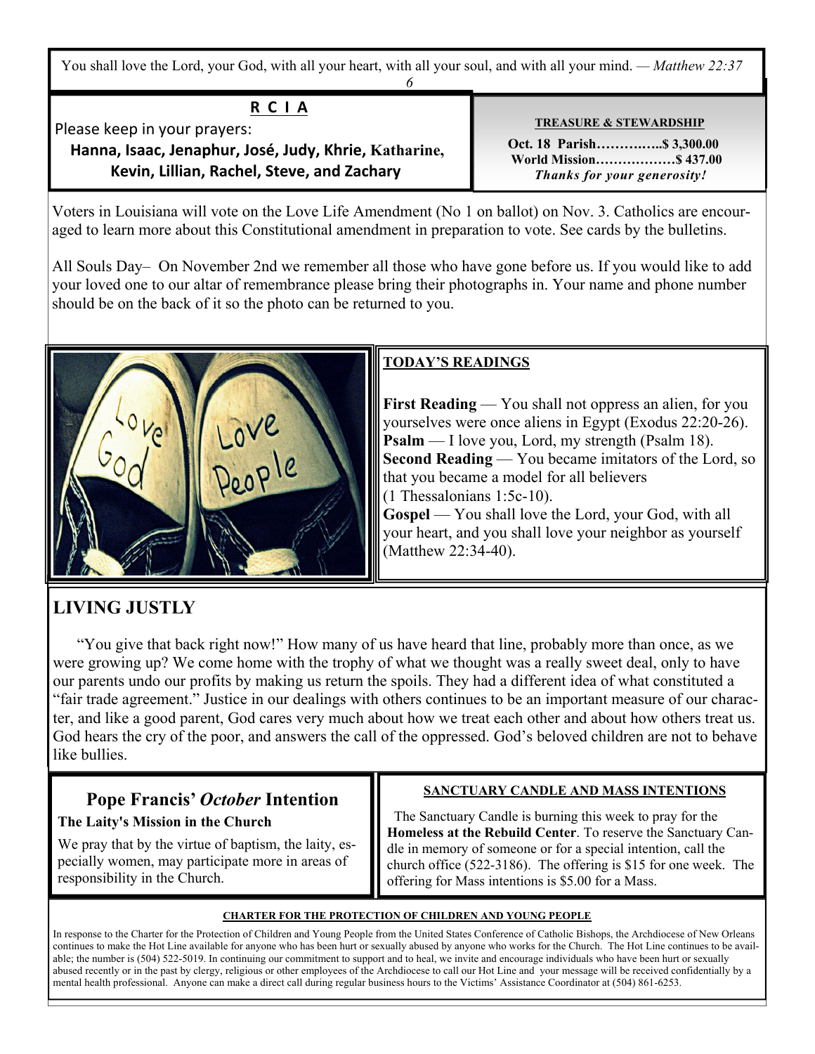You shall love the Lord, your God, with all your heart, with all your soul, and with all your mind. — *Matthew 22:37*

## R C I A

Please keep in your prayers:

**Hanna, Isaac, Jenaphur, José, Judy, Khrie, Katharine, Kevin, Lillian, Rachel, Steve, and Zachary**

## TREASURE & STEWARDSHIP

**Oct. 18 Parish…………..$ 3,300.00**
**World Mission………………$ 437.00**
***Thanks for your generosity!***

Voters in Louisiana will vote on the Love Life Amendment (No 1 on ballot) on Nov. 3. Catholics are encouraged to learn more about this Constitutional amendment in preparation to vote. See cards by the bulletins.

All Souls Day– On November 2nd we remember all those who have gone before us. If you would like to add your loved one to our altar of remembrance please bring their photographs in. Your name and phone number should be on the back of it so the photo can be returned to you.

## TODAY'S READINGS

**First Reading** — You shall not oppress an alien, for you yourselves were once aliens in Egypt (Exodus 22:20-26).
**Psalm** — I love you, Lord, my strength (Psalm 18).
**Second Reading** — You became imitators of the Lord, so that you became a model for all believers (1 Thessalonians 1:5c-10).
**Gospel** — You shall love the Lord, your God, with all your heart, and you shall love your neighbor as yourself (Matthew 22:34-40).

## LIVING JUSTLY

"You give that back right now!" How many of us have heard that line, probably more than once, as we were growing up? We come home with the trophy of what we thought was a really sweet deal, only to have our parents undo our profits by making us return the spoils. They had a different idea of what constituted a "fair trade agreement." Justice in our dealings with others continues to be an important measure of our character, and like a good parent, God cares very much about how we treat each other and about how others treat us. God hears the cry of the poor, and answers the call of the oppressed. God's beloved children are not to behave like bullies.

## Pope Francis' *October* Intention

**The Laity's Mission in the Church**

We pray that by the virtue of baptism, the laity, especially women, may participate more in areas of responsibility in the Church.

## SANCTUARY CANDLE AND MASS INTENTIONS

The Sanctuary Candle is burning this week to pray for the **Homeless at the Rebuild Center**. To reserve the Sanctuary Candle in memory of someone or for a special intention, call the church office (522-3186). The offering is $15 for one week. The offering for Mass intentions is $5.00 for a Mass.

## CHARTER FOR THE PROTECTION OF CHILDREN AND YOUNG PEOPLE

In response to the Charter for the Protection of Children and Young People from the United States Conference of Catholic Bishops, the Archdiocese of New Orleans continues to make the Hot Line available for anyone who has been hurt or sexually abused by anyone who works for the Church. The Hot Line continues to be available; the number is (504) 522-5019. In continuing our commitment to support and to heal, we invite and encourage individuals who have been hurt or sexually abused recently or in the past by clergy, religious or other employees of the Archdiocese to call our Hot Line and your message will be received confidentially by a mental health professional. Anyone can make a direct call during regular business hours to the Victims' Assistance Coordinator at (504) 861-6253.